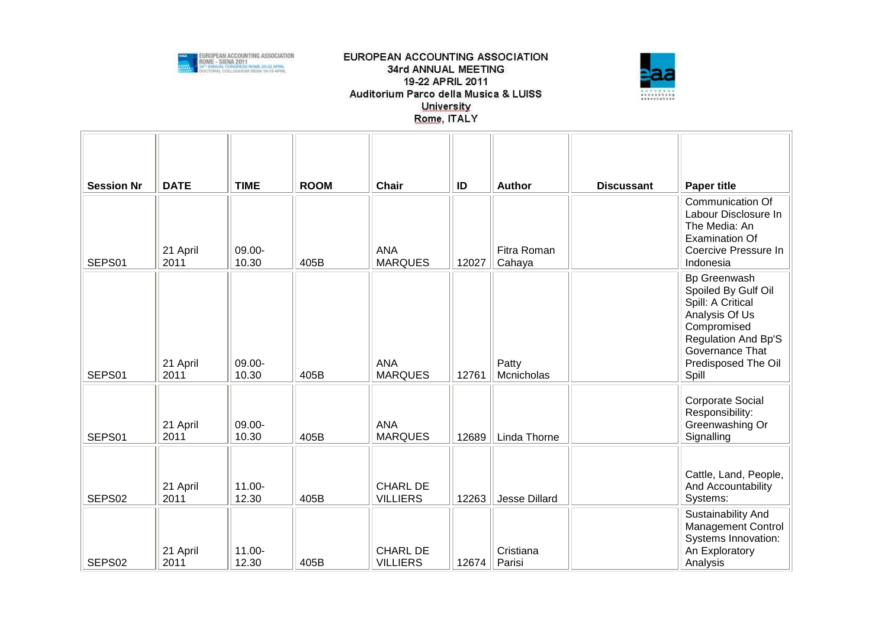EUROPEAN ACCOUNTING ASSOCIATION
34rd ANNUAL MEETING
19-22 APRIL 2011
Auditorium Parco della Musica & LUISS University
Rome, ITALY

| Session Nr | DATE | TIME | ROOM | Chair | ID | Author | Discussant | Paper title |
|---|---|---|---|---|---|---|---|---|
| SEPS01 | 21 April 2011 | 09.00-10.30 | 405B | ANA MARQUES | 12027 | Fitra Roman Cahaya | | Communication Of Labour Disclosure In The Media: An Examination Of Coercive Pressure In Indonesia |
| SEPS01 | 21 April 2011 | 09.00-10.30 | 405B | ANA MARQUES | 12761 | Patty Mcnicholas | | Bp Greenwash Spoiled By Gulf Oil Spill: A Critical Analysis Of Us Compromised Regulation And Bp'S Governance That Predisposed The Oil Spill |
| SEPS01 | 21 April 2011 | 09.00-10.30 | 405B | ANA MARQUES | 12689 | Linda Thorne | | Corporate Social Responsibility: Greenwashing Or Signalling |
| SEPS02 | 21 April 2011 | 11.00-12.30 | 405B | CHARL DE VILLIERS | 12263 | Jesse Dillard | | Cattle, Land, People, And Accountability Systems: |
| SEPS02 | 21 April 2011 | 11.00-12.30 | 405B | CHARL DE VILLIERS | 12674 | Cristiana Parisi | | Sustainability And Management Control Systems Innovation: An Exploratory Analysis |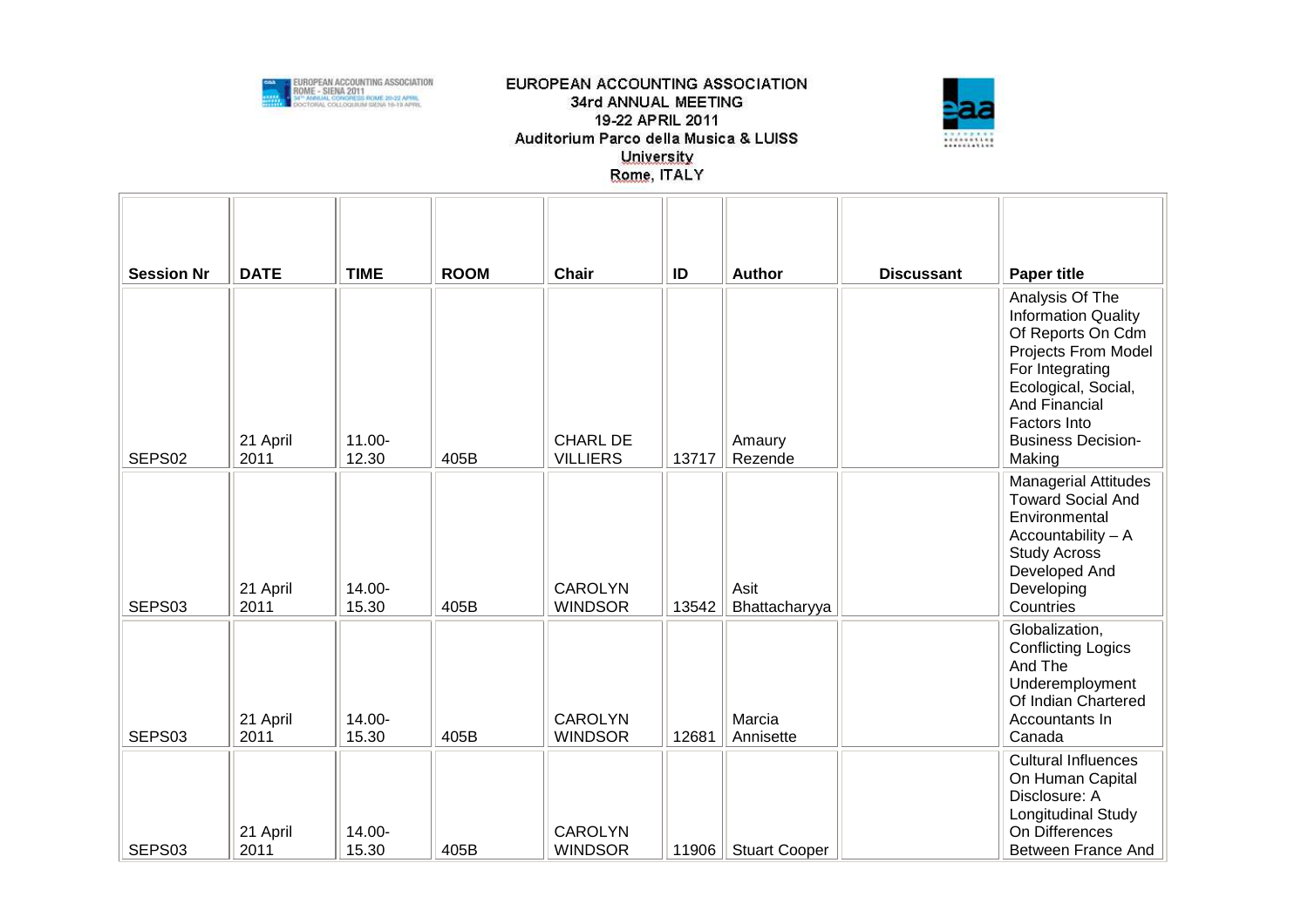EUROPEAN ACCOUNTING ASSOCIATION
34rd ANNUAL MEETING
19-22 APRIL 2011
Auditorium Parco della Musica & LUISS University
Rome, ITALY

| Session Nr | DATE | TIME | ROOM | Chair | ID | Author | Discussant | Paper title |
|---|---|---|---|---|---|---|---|---|
| SEPS02 | 21 April 2011 | 11.00-12.30 | 405B | CHARL DE VILLIERS | 13717 | Amaury Rezende | | Analysis Of The Information Quality Of Reports On Cdm Projects From Model For Integrating Ecological, Social, And Financial Factors Into Business Decision-Making |
| SEPS03 | 21 April 2011 | 14.00-15.30 | 405B | CAROLYN WINDSOR | 13542 | Asit Bhattacharyya | | Managerial Attitudes Toward Social And Environmental Accountability – A Study Across Developed And Developing Countries |
| SEPS03 | 21 April 2011 | 14.00-15.30 | 405B | CAROLYN WINDSOR | 12681 | Marcia Annisette | | Globalization, Conflicting Logics And The Underemployment Of Indian Chartered Accountants In Canada |
| SEPS03 | 21 April 2011 | 14.00-15.30 | 405B | CAROLYN WINDSOR | 11906 | Stuart Cooper | | Cultural Influences On Human Capital Disclosure: A Longitudinal Study On Differences Between France And |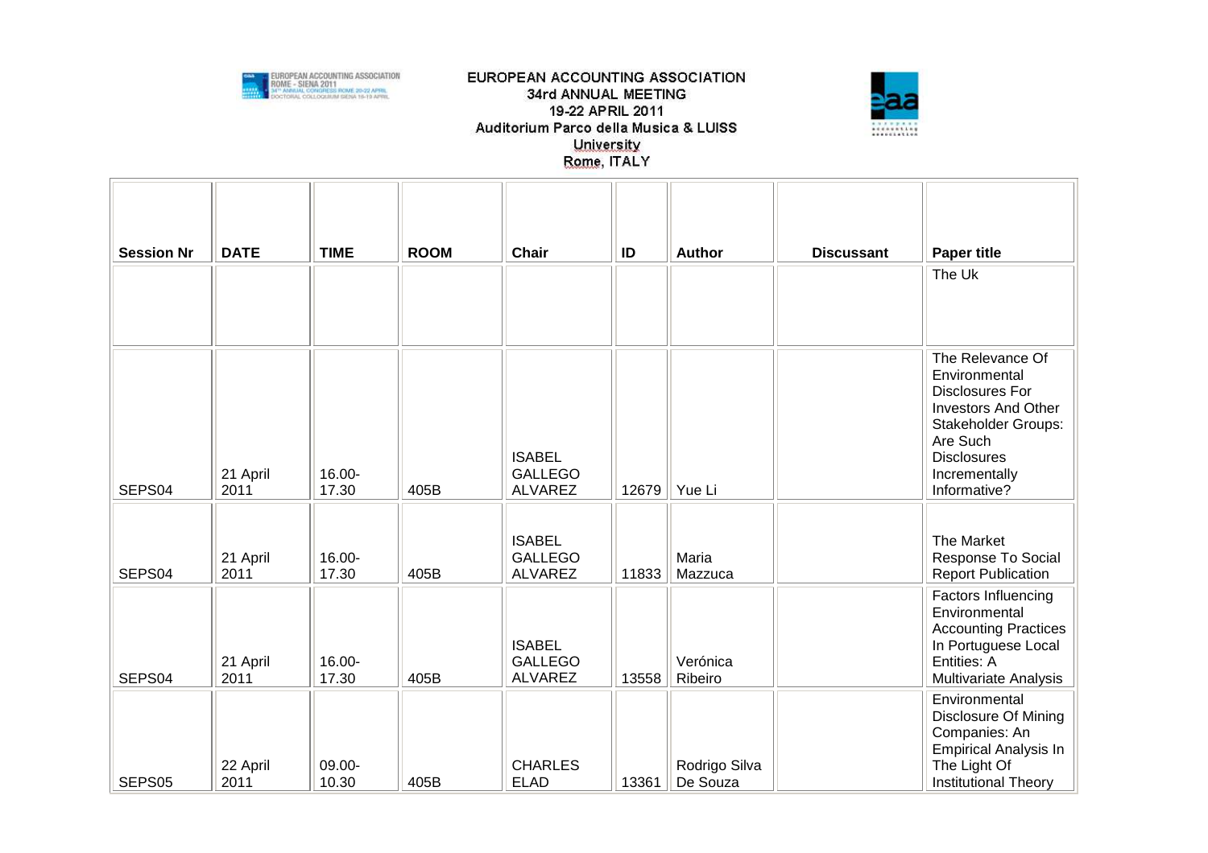EUROPEAN ACCOUNTING ASSOCIATION
34rd ANNUAL MEETING
19-22 APRIL 2011
Auditorium Parco della Musica & LUISS University
Rome, ITALY

| Session Nr | DATE | TIME | ROOM | Chair | ID | Author | Discussant | Paper title |
|---|---|---|---|---|---|---|---|---|
| | | | | | | | | The Uk |
| SEPS04 | 21 April 2011 | 16.00-17.30 | 405B | ISABEL GALLEGO ALVAREZ | 12679 | Yue Li | | The Relevance Of Environmental Disclosures For Investors And Other Stakeholder Groups: Are Such Disclosures Incrementally Informative? |
| SEPS04 | 21 April 2011 | 16.00-17.30 | 405B | ISABEL GALLEGO ALVAREZ | 11833 | Maria Mazzuca | | The Market Response To Social Report Publication |
| SEPS04 | 21 April 2011 | 16.00-17.30 | 405B | ISABEL GALLEGO ALVAREZ | 13558 | Verónica Ribeiro | | Factors Influencing Environmental Accounting Practices In Portuguese Local Entities: A Multivariate Analysis |
| SEPS05 | 22 April 2011 | 09.00-10.30 | 405B | CHARLES ELAD | 13361 | Rodrigo Silva De Souza | | Environmental Disclosure Of Mining Companies: An Empirical Analysis In The Light Of Institutional Theory |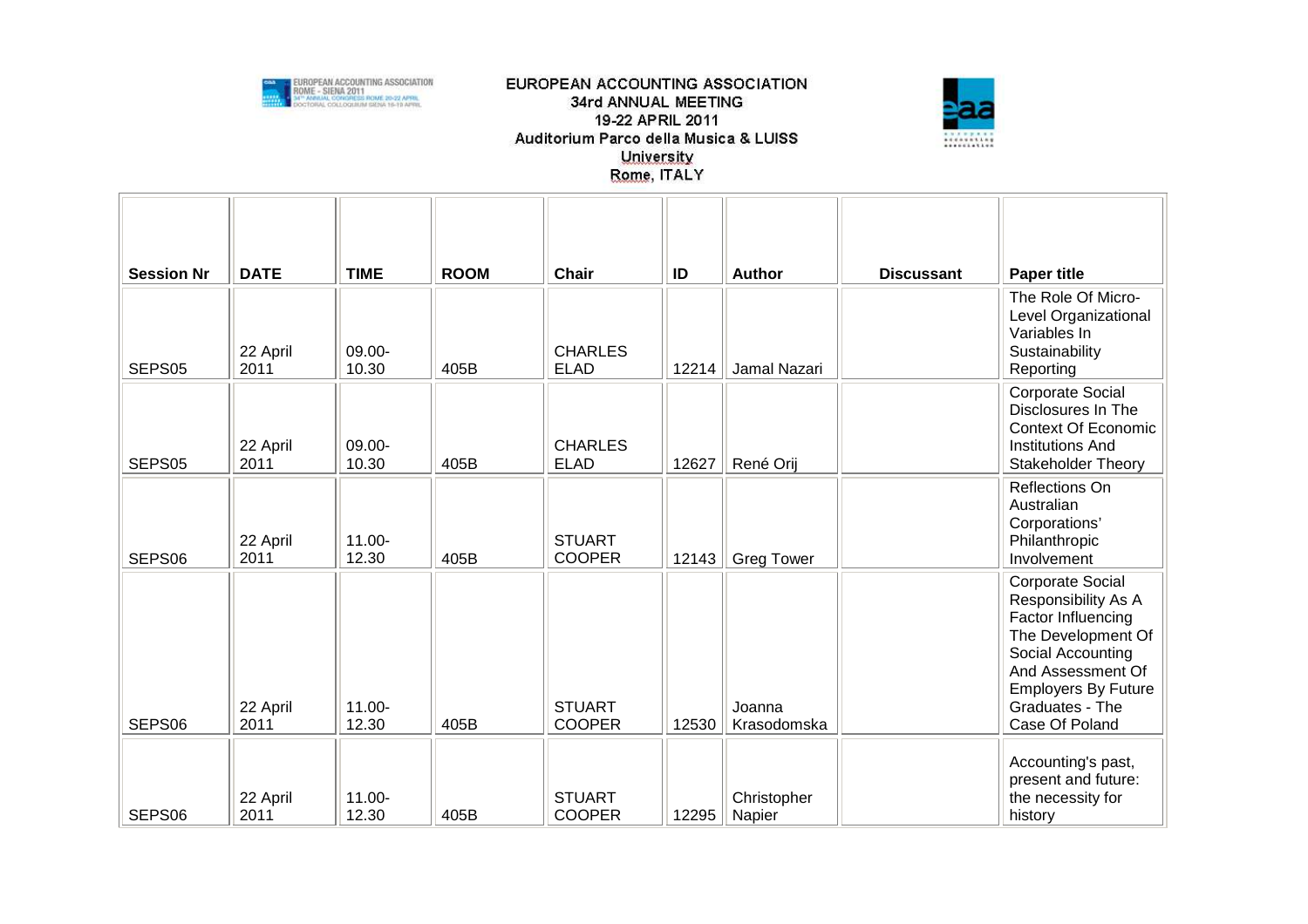EUROPEAN ACCOUNTING ASSOCIATION
34rd ANNUAL MEETING
19-22 APRIL 2011
Auditorium Parco della Musica & LUISS University
Rome, ITALY

| Session Nr | DATE | TIME | ROOM | Chair | ID | Author | Discussant | Paper title |
|---|---|---|---|---|---|---|---|---|
| SEPS05 | 22 April 2011 | 09.00-10.30 | 405B | CHARLES ELAD | 12214 | Jamal Nazari | | The Role Of Micro-Level Organizational Variables In Sustainability Reporting |
| SEPS05 | 22 April 2011 | 09.00-10.30 | 405B | CHARLES ELAD | 12627 | René Orij | | Corporate Social Disclosures In The Context Of Economic Institutions And Stakeholder Theory |
| SEPS06 | 22 April 2011 | 11.00-12.30 | 405B | STUART COOPER | 12143 | Greg Tower | | Reflections On Australian Corporations' Philanthropic Involvement |
| SEPS06 | 22 April 2011 | 11.00-12.30 | 405B | STUART COOPER | 12530 | Joanna Krasodomska | | Corporate Social Responsibility As A Factor Influencing The Development Of Social Accounting And Assessment Of Employers By Future Graduates - The Case Of Poland |
| SEPS06 | 22 April 2011 | 11.00-12.30 | 405B | STUART COOPER | 12295 | Christopher Napier | | Accounting's past, present and future: the necessity for history |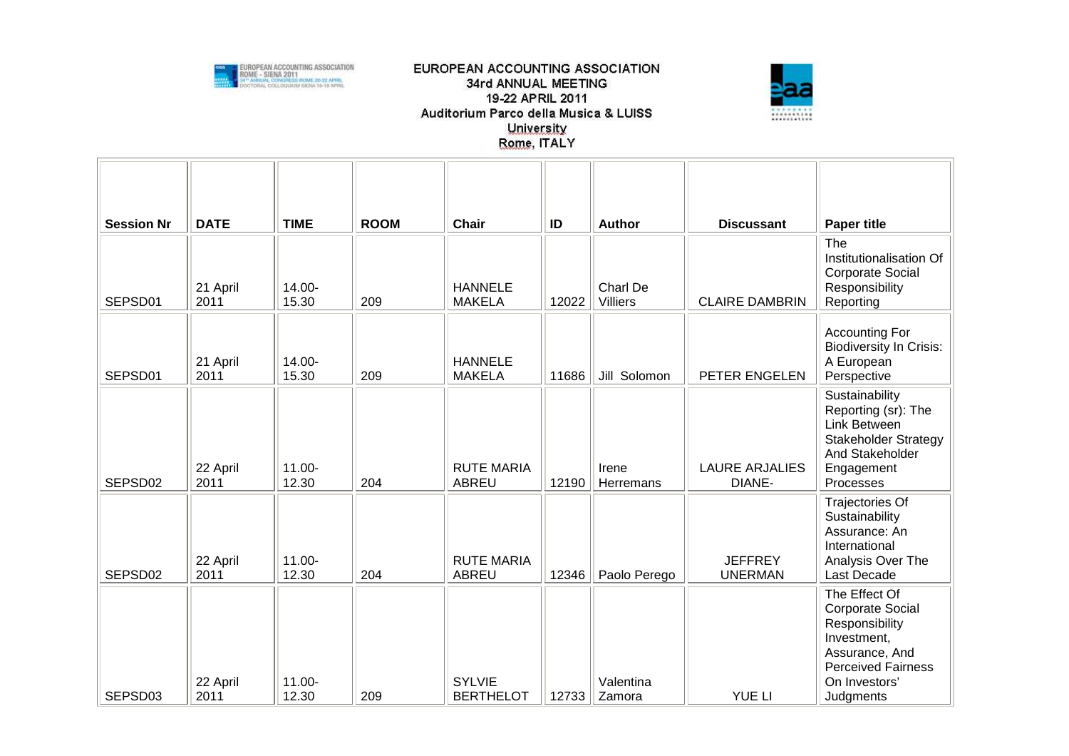EUROPEAN ACCOUNTING ASSOCIATION
34rd ANNUAL MEETING
19-22 APRIL 2011
Auditorium Parco della Musica & LUISS University
Rome, ITALY

| Session Nr | DATE | TIME | ROOM | Chair | ID | Author | Discussant | Paper title |
|---|---|---|---|---|---|---|---|---|
| SEPSD01 | 21 April 2011 | 14.00-15.30 | 209 | HANNELE MAKELA | 12022 | Charl De Villiers | CLAIRE DAMBRIN | The Institutionalisation Of Corporate Social Responsibility Reporting |
| SEPSD01 | 21 April 2011 | 14.00-15.30 | 209 | HANNELE MAKELA | 11686 | Jill Solomon | PETER ENGELEN | Accounting For Biodiversity In Crisis: A European Perspective |
| SEPSD02 | 22 April 2011 | 11.00-12.30 | 204 | RUTE MARIA ABREU | 12190 | Irene Herremans | LAURE ARJALIES DIANE- | Sustainability Reporting (sr): The Link Between Stakeholder Strategy And Stakeholder Engagement Processes |
| SEPSD02 | 22 April 2011 | 11.00-12.30 | 204 | RUTE MARIA ABREU | 12346 | Paolo Perego | JEFFREY UNERMAN | Trajectories Of Sustainability Assurance: An International Analysis Over The Last Decade |
| SEPSD03 | 22 April 2011 | 11.00-12.30 | 209 | SYLVIE BERTHELOT | 12733 | Valentina Zamora | YUE LI | The Effect Of Corporate Social Responsibility Investment, Assurance, And Perceived Fairness On Investors' Judgments |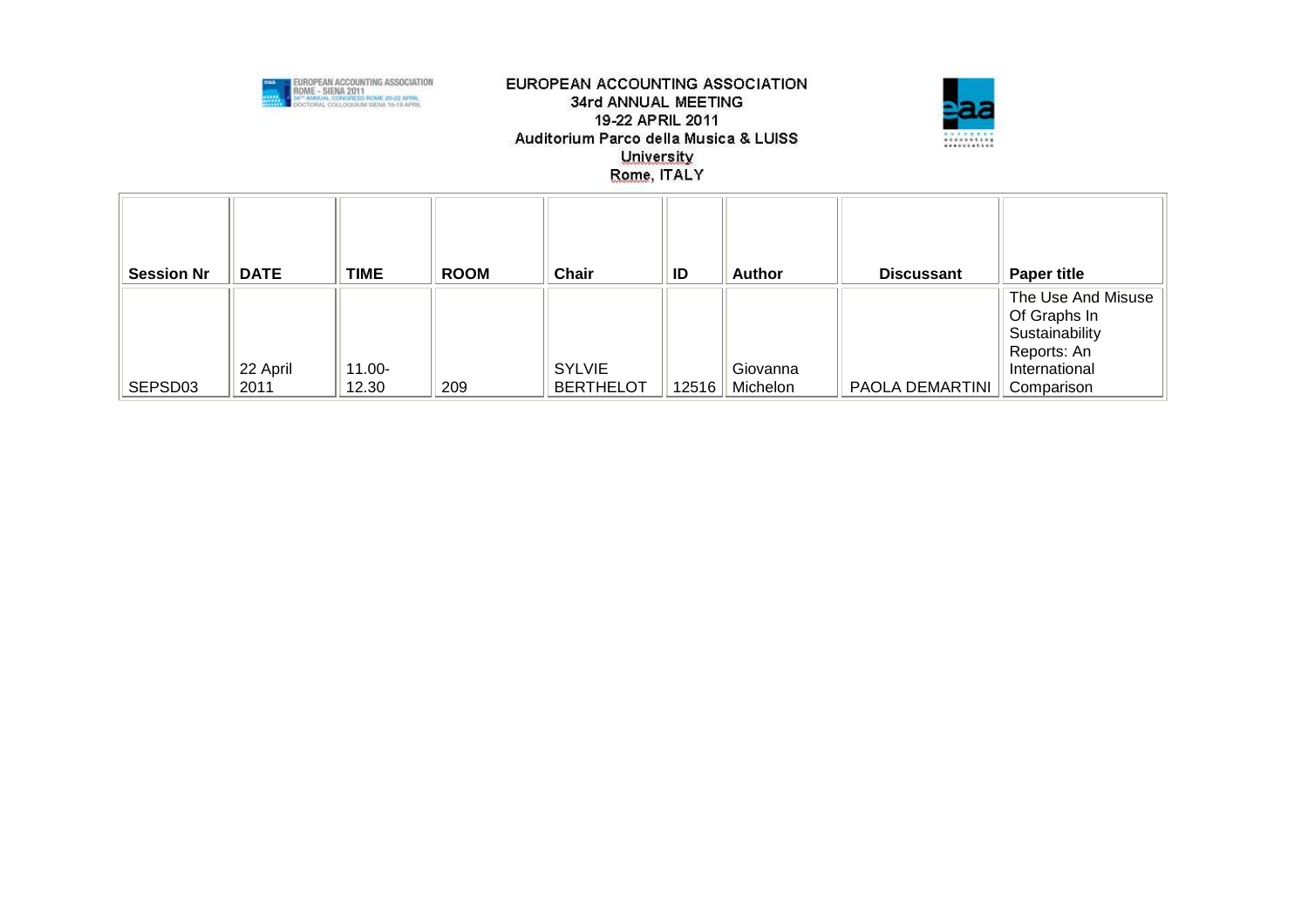EUROPEAN ACCOUNTING ASSOCIATION
34rd ANNUAL MEETING
19-22 APRIL 2011
Auditorium Parco della Musica & LUISS University
Rome, ITALY

| Session Nr | DATE | TIME | ROOM | Chair | ID | Author | Discussant | Paper title |
|---|---|---|---|---|---|---|---|---|
| SEPSD03 | 22 April 2011 | 11.00-12.30 | 209 | SYLVIE BERTHELOT | 12516 | Giovanna Michelon | PAOLA DEMARTINI | The Use And Misuse Of Graphs In Sustainability Reports: An International Comparison |